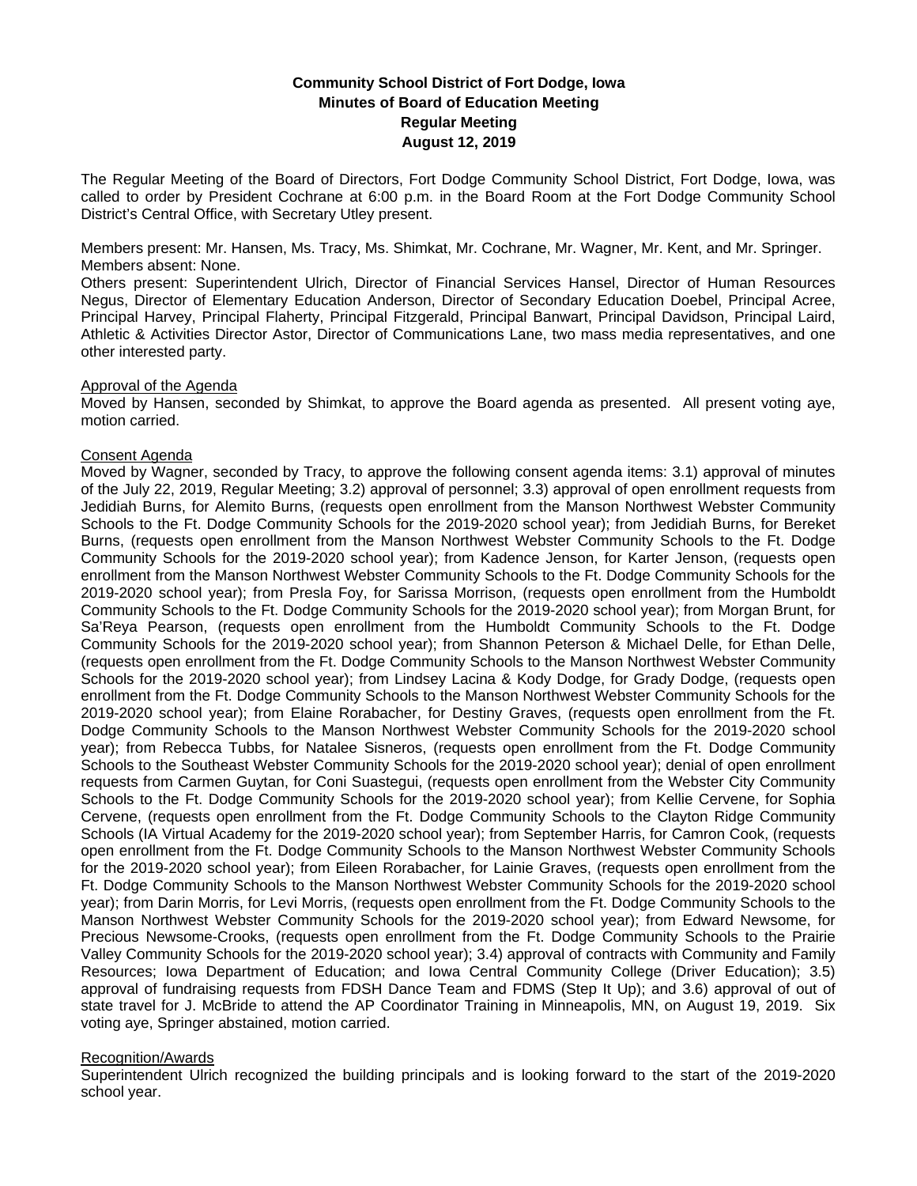**Community School District of Fort Dodge, Iowa**
**Minutes of Board of Education Meeting**
**Regular Meeting**
**August 12, 2019**

The Regular Meeting of the Board of Directors, Fort Dodge Community School District, Fort Dodge, Iowa, was called to order by President Cochrane at 6:00 p.m. in the Board Room at the Fort Dodge Community School District's Central Office, with Secretary Utley present.

Members present: Mr. Hansen, Ms. Tracy, Ms. Shimkat, Mr. Cochrane, Mr. Wagner, Mr. Kent, and Mr. Springer.
Members absent: None.
Others present: Superintendent Ulrich, Director of Financial Services Hansel, Director of Human Resources Negus, Director of Elementary Education Anderson, Director of Secondary Education Doebel, Principal Acree, Principal Harvey, Principal Flaherty, Principal Fitzgerald, Principal Banwart, Principal Davidson, Principal Laird, Athletic & Activities Director Astor, Director of Communications Lane, two mass media representatives, and one other interested party.

Approval of the Agenda
Moved by Hansen, seconded by Shimkat, to approve the Board agenda as presented. All present voting aye, motion carried.

Consent Agenda
Moved by Wagner, seconded by Tracy, to approve the following consent agenda items: 3.1) approval of minutes of the July 22, 2019, Regular Meeting; 3.2) approval of personnel; 3.3) approval of open enrollment requests from Jedidiah Burns, for Alemito Burns, (requests open enrollment from the Manson Northwest Webster Community Schools to the Ft. Dodge Community Schools for the 2019-2020 school year); from Jedidiah Burns, for Bereket Burns, (requests open enrollment from the Manson Northwest Webster Community Schools to the Ft. Dodge Community Schools for the 2019-2020 school year); from Kadence Jenson, for Karter Jenson, (requests open enrollment from the Manson Northwest Webster Community Schools to the Ft. Dodge Community Schools for the 2019-2020 school year); from Presla Foy, for Sarissa Morrison, (requests open enrollment from the Humboldt Community Schools to the Ft. Dodge Community Schools for the 2019-2020 school year); from Morgan Brunt, for Sa'Reya Pearson, (requests open enrollment from the Humboldt Community Schools to the Ft. Dodge Community Schools for the 2019-2020 school year); from Shannon Peterson & Michael Delle, for Ethan Delle, (requests open enrollment from the Ft. Dodge Community Schools to the Manson Northwest Webster Community Schools for the 2019-2020 school year); from Lindsey Lacina & Kody Dodge, for Grady Dodge, (requests open enrollment from the Ft. Dodge Community Schools to the Manson Northwest Webster Community Schools for the 2019-2020 school year); from Elaine Rorabacher, for Destiny Graves, (requests open enrollment from the Ft. Dodge Community Schools to the Manson Northwest Webster Community Schools for the 2019-2020 school year); from Rebecca Tubbs, for Natalee Sisneros, (requests open enrollment from the Ft. Dodge Community Schools to the Southeast Webster Community Schools for the 2019-2020 school year); denial of open enrollment requests from Carmen Guytan, for Coni Suastegui, (requests open enrollment from the Webster City Community Schools to the Ft. Dodge Community Schools for the 2019-2020 school year); from Kellie Cervene, for Sophia Cervene, (requests open enrollment from the Ft. Dodge Community Schools to the Clayton Ridge Community Schools (IA Virtual Academy for the 2019-2020 school year); from September Harris, for Camron Cook, (requests open enrollment from the Ft. Dodge Community Schools to the Manson Northwest Webster Community Schools for the 2019-2020 school year); from Eileen Rorabacher, for Lainie Graves, (requests open enrollment from the Ft. Dodge Community Schools to the Manson Northwest Webster Community Schools for the 2019-2020 school year); from Darin Morris, for Levi Morris, (requests open enrollment from the Ft. Dodge Community Schools to the Manson Northwest Webster Community Schools for the 2019-2020 school year); from Edward Newsome, for Precious Newsome-Crooks, (requests open enrollment from the Ft. Dodge Community Schools to the Prairie Valley Community Schools for the 2019-2020 school year); 3.4) approval of contracts with Community and Family Resources; Iowa Department of Education; and Iowa Central Community College (Driver Education); 3.5) approval of fundraising requests from FDSH Dance Team and FDMS (Step It Up); and 3.6) approval of out of state travel for J. McBride to attend the AP Coordinator Training in Minneapolis, MN, on August 19, 2019. Six voting aye, Springer abstained, motion carried.

Recognition/Awards
Superintendent Ulrich recognized the building principals and is looking forward to the start of the 2019-2020 school year.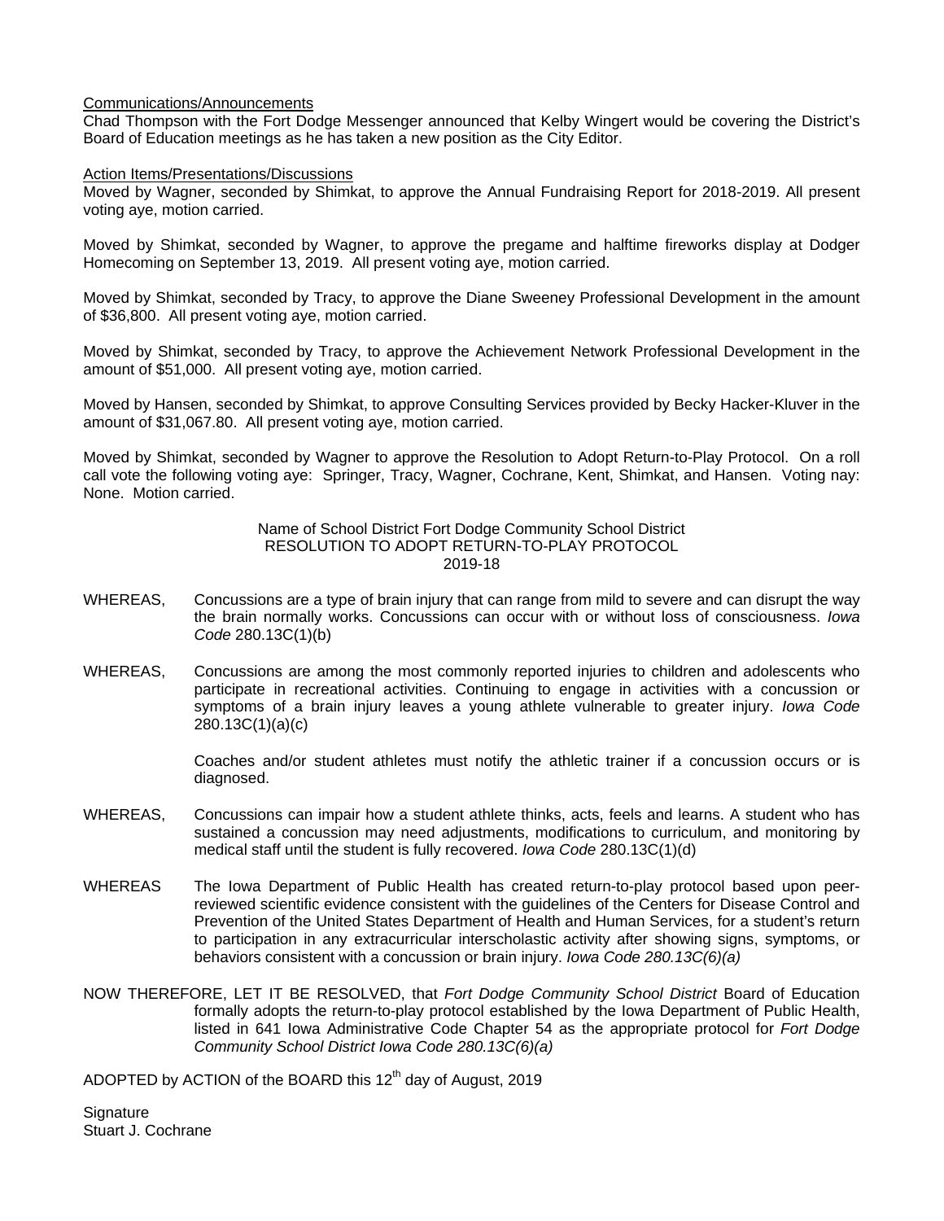Communications/Announcements

Chad Thompson with the Fort Dodge Messenger announced that Kelby Wingert would be covering the District's Board of Education meetings as he has taken a new position as the City Editor.

Action Items/Presentations/Discussions

Moved by Wagner, seconded by Shimkat, to approve the Annual Fundraising Report for 2018-2019. All present voting aye, motion carried.

Moved by Shimkat, seconded by Wagner, to approve the pregame and halftime fireworks display at Dodger Homecoming on September 13, 2019. All present voting aye, motion carried.

Moved by Shimkat, seconded by Tracy, to approve the Diane Sweeney Professional Development in the amount of $36,800. All present voting aye, motion carried.

Moved by Shimkat, seconded by Tracy, to approve the Achievement Network Professional Development in the amount of $51,000. All present voting aye, motion carried.

Moved by Hansen, seconded by Shimkat, to approve Consulting Services provided by Becky Hacker-Kluver in the amount of $31,067.80. All present voting aye, motion carried.

Moved by Shimkat, seconded by Wagner to approve the Resolution to Adopt Return-to-Play Protocol. On a roll call vote the following voting aye: Springer, Tracy, Wagner, Cochrane, Kent, Shimkat, and Hansen. Voting nay: None. Motion carried.

Name of School District Fort Dodge Community School District
RESOLUTION TO ADOPT RETURN-TO-PLAY PROTOCOL
2019-18

WHEREAS, Concussions are a type of brain injury that can range from mild to severe and can disrupt the way the brain normally works. Concussions can occur with or without loss of consciousness. *Iowa Code* 280.13C(1)(b)

WHEREAS, Concussions are among the most commonly reported injuries to children and adolescents who participate in recreational activities. Continuing to engage in activities with a concussion or symptoms of a brain injury leaves a young athlete vulnerable to greater injury. *Iowa Code* 280.13C(1)(a)(c)

Coaches and/or student athletes must notify the athletic trainer if a concussion occurs or is diagnosed.

WHEREAS, Concussions can impair how a student athlete thinks, acts, feels and learns. A student who has sustained a concussion may need adjustments, modifications to curriculum, and monitoring by medical staff until the student is fully recovered. *Iowa Code* 280.13C(1)(d)

WHEREAS The Iowa Department of Public Health has created return-to-play protocol based upon peer-reviewed scientific evidence consistent with the guidelines of the Centers for Disease Control and Prevention of the United States Department of Health and Human Services, for a student's return to participation in any extracurricular interscholastic activity after showing signs, symptoms, or behaviors consistent with a concussion or brain injury. *Iowa Code 280.13C(6)(a)*

NOW THEREFORE, LET IT BE RESOLVED, that *Fort Dodge Community School District* Board of Education formally adopts the return-to-play protocol established by the Iowa Department of Public Health, listed in 641 Iowa Administrative Code Chapter 54 as the appropriate protocol for *Fort Dodge Community School District Iowa Code 280.13C(6)(a)*

ADOPTED by ACTION of the BOARD this 12th day of August, 2019

Signature
Stuart J. Cochrane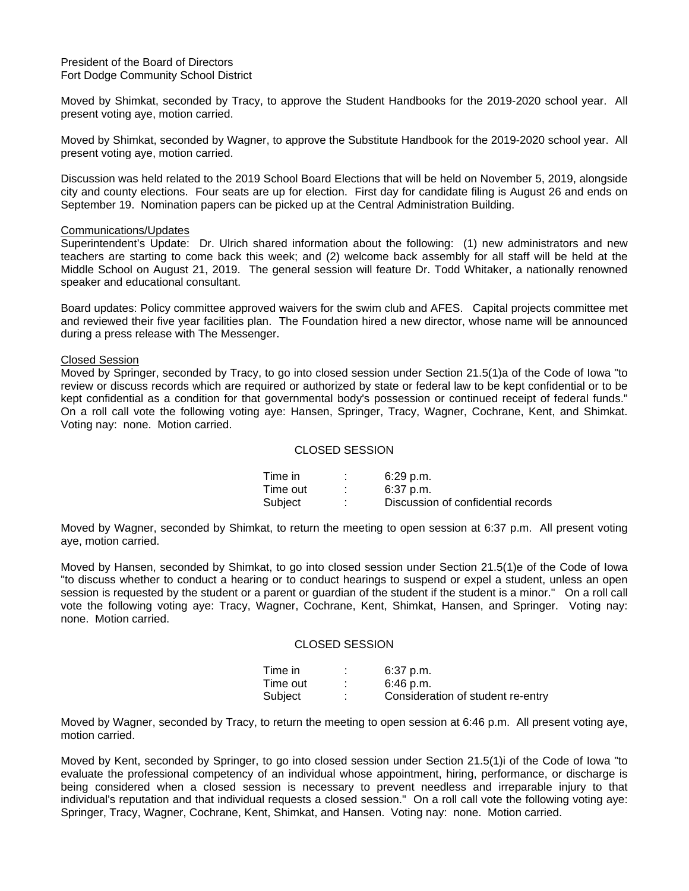President of the Board of Directors
Fort Dodge Community School District

Moved by Shimkat, seconded by Tracy, to approve the Student Handbooks for the 2019-2020 school year. All present voting aye, motion carried.

Moved by Shimkat, seconded by Wagner, to approve the Substitute Handbook for the 2019-2020 school year. All present voting aye, motion carried.

Discussion was held related to the 2019 School Board Elections that will be held on November 5, 2019, alongside city and county elections. Four seats are up for election. First day for candidate filing is August 26 and ends on September 19. Nomination papers can be picked up at the Central Administration Building.

Communications/Updates

Superintendent's Update: Dr. Ulrich shared information about the following: (1) new administrators and new teachers are starting to come back this week; and (2) welcome back assembly for all staff will be held at the Middle School on August 21, 2019. The general session will feature Dr. Todd Whitaker, a nationally renowned speaker and educational consultant.

Board updates: Policy committee approved waivers for the swim club and AFES. Capital projects committee met and reviewed their five year facilities plan. The Foundation hired a new director, whose name will be announced during a press release with The Messenger.

Closed Session

Moved by Springer, seconded by Tracy, to go into closed session under Section 21.5(1)a of the Code of Iowa "to review or discuss records which are required or authorized by state or federal law to be kept confidential or to be kept confidential as a condition for that governmental body's possession or continued receipt of federal funds." On a roll call vote the following voting aye: Hansen, Springer, Tracy, Wagner, Cochrane, Kent, and Shimkat. Voting nay: none. Motion carried.

CLOSED SESSION

Time in : 6:29 p.m.
Time out : 6:37 p.m.
Subject : Discussion of confidential records

Moved by Wagner, seconded by Shimkat, to return the meeting to open session at 6:37 p.m. All present voting aye, motion carried.

Moved by Hansen, seconded by Shimkat, to go into closed session under Section 21.5(1)e of the Code of Iowa "to discuss whether to conduct a hearing or to conduct hearings to suspend or expel a student, unless an open session is requested by the student or a parent or guardian of the student if the student is a minor." On a roll call vote the following voting aye: Tracy, Wagner, Cochrane, Kent, Shimkat, Hansen, and Springer. Voting nay: none. Motion carried.

CLOSED SESSION

Time in : 6:37 p.m.
Time out : 6:46 p.m.
Subject : Consideration of student re-entry

Moved by Wagner, seconded by Tracy, to return the meeting to open session at 6:46 p.m. All present voting aye, motion carried.

Moved by Kent, seconded by Springer, to go into closed session under Section 21.5(1)i of the Code of Iowa "to evaluate the professional competency of an individual whose appointment, hiring, performance, or discharge is being considered when a closed session is necessary to prevent needless and irreparable injury to that individual's reputation and that individual requests a closed session." On a roll call vote the following voting aye: Springer, Tracy, Wagner, Cochrane, Kent, Shimkat, and Hansen. Voting nay: none. Motion carried.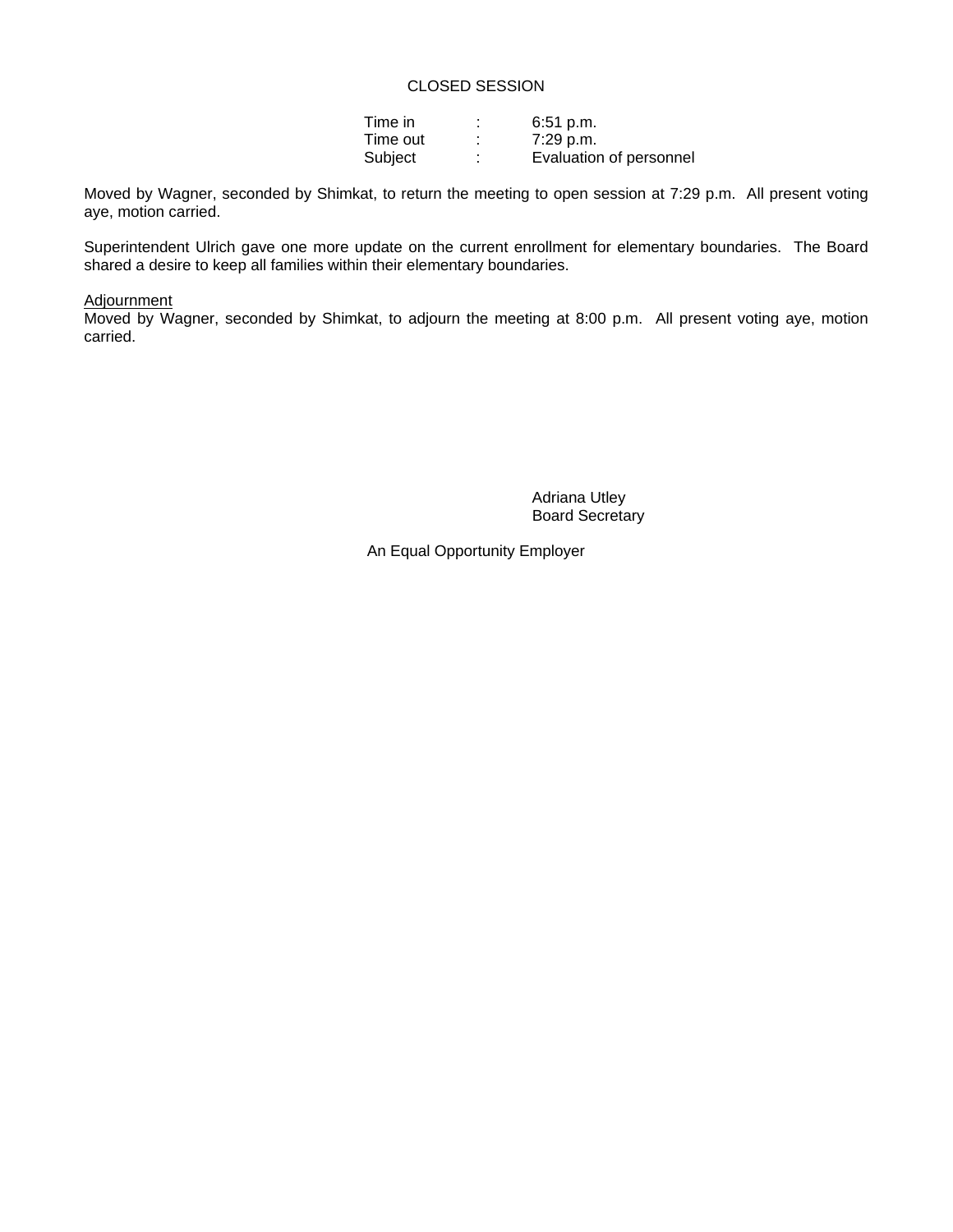CLOSED SESSION

| | | |
|---|---|---|
| Time in | : | 6:51 p.m. |
| Time out | : | 7:29 p.m. |
| Subject | : | Evaluation of personnel |

Moved by Wagner, seconded by Shimkat, to return the meeting to open session at 7:29 p.m. All present voting aye, motion carried.

Superintendent Ulrich gave one more update on the current enrollment for elementary boundaries. The Board shared a desire to keep all families within their elementary boundaries.

Adjournment

Moved by Wagner, seconded by Shimkat, to adjourn the meeting at 8:00 p.m. All present voting aye, motion carried.

Adriana Utley
Board Secretary

An Equal Opportunity Employer